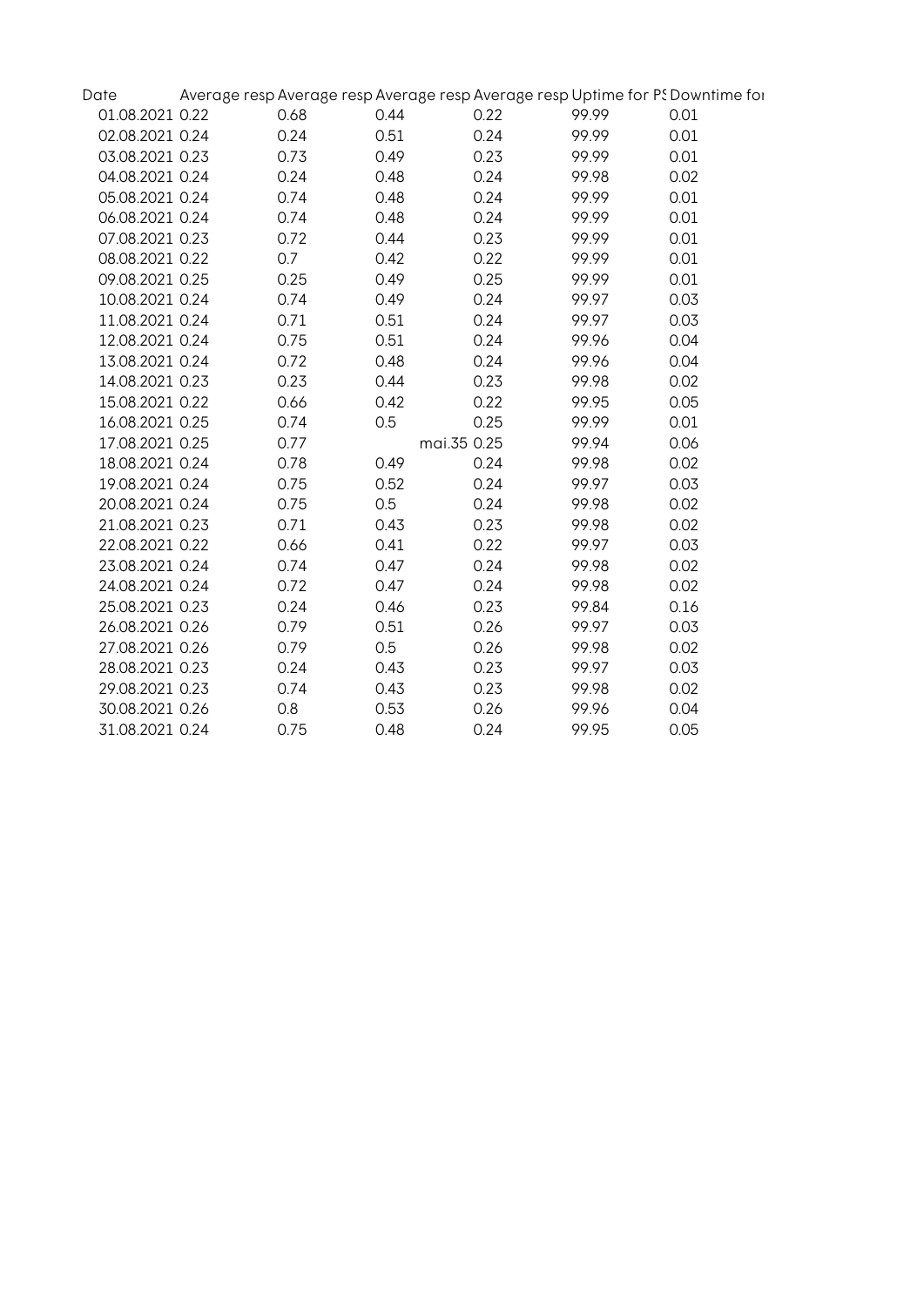| Date | Average resp | Average resp | Average resp | Average resp | Uptime for PS | Downtime for |
|---|---|---|---|---|---|---|
| 01.08.2021 | 0.22 | 0.68 | 0.44 | 0.22 | 99.99 | 0.01 |
| 02.08.2021 | 0.24 | 0.24 | 0.51 | 0.24 | 99.99 | 0.01 |
| 03.08.2021 | 0.23 | 0.73 | 0.49 | 0.23 | 99.99 | 0.01 |
| 04.08.2021 | 0.24 | 0.24 | 0.48 | 0.24 | 99.98 | 0.02 |
| 05.08.2021 | 0.24 | 0.74 | 0.48 | 0.24 | 99.99 | 0.01 |
| 06.08.2021 | 0.24 | 0.74 | 0.48 | 0.24 | 99.99 | 0.01 |
| 07.08.2021 | 0.23 | 0.72 | 0.44 | 0.23 | 99.99 | 0.01 |
| 08.08.2021 | 0.22 | 0.7 | 0.42 | 0.22 | 99.99 | 0.01 |
| 09.08.2021 | 0.25 | 0.25 | 0.49 | 0.25 | 99.99 | 0.01 |
| 10.08.2021 | 0.24 | 0.74 | 0.49 | 0.24 | 99.97 | 0.03 |
| 11.08.2021 | 0.24 | 0.71 | 0.51 | 0.24 | 99.97 | 0.03 |
| 12.08.2021 | 0.24 | 0.75 | 0.51 | 0.24 | 99.96 | 0.04 |
| 13.08.2021 | 0.24 | 0.72 | 0.48 | 0.24 | 99.96 | 0.04 |
| 14.08.2021 | 0.23 | 0.23 | 0.44 | 0.23 | 99.98 | 0.02 |
| 15.08.2021 | 0.22 | 0.66 | 0.42 | 0.22 | 99.95 | 0.05 |
| 16.08.2021 | 0.25 | 0.74 | 0.5 | 0.25 | 99.99 | 0.01 |
| 17.08.2021 | 0.25 | 0.77 | mai.35 | 0.25 | 99.94 | 0.06 |
| 18.08.2021 | 0.24 | 0.78 | 0.49 | 0.24 | 99.98 | 0.02 |
| 19.08.2021 | 0.24 | 0.75 | 0.52 | 0.24 | 99.97 | 0.03 |
| 20.08.2021 | 0.24 | 0.75 | 0.5 | 0.24 | 99.98 | 0.02 |
| 21.08.2021 | 0.23 | 0.71 | 0.43 | 0.23 | 99.98 | 0.02 |
| 22.08.2021 | 0.22 | 0.66 | 0.41 | 0.22 | 99.97 | 0.03 |
| 23.08.2021 | 0.24 | 0.74 | 0.47 | 0.24 | 99.98 | 0.02 |
| 24.08.2021 | 0.24 | 0.72 | 0.47 | 0.24 | 99.98 | 0.02 |
| 25.08.2021 | 0.23 | 0.24 | 0.46 | 0.23 | 99.84 | 0.16 |
| 26.08.2021 | 0.26 | 0.79 | 0.51 | 0.26 | 99.97 | 0.03 |
| 27.08.2021 | 0.26 | 0.79 | 0.5 | 0.26 | 99.98 | 0.02 |
| 28.08.2021 | 0.23 | 0.24 | 0.43 | 0.23 | 99.97 | 0.03 |
| 29.08.2021 | 0.23 | 0.74 | 0.43 | 0.23 | 99.98 | 0.02 |
| 30.08.2021 | 0.26 | 0.8 | 0.53 | 0.26 | 99.96 | 0.04 |
| 31.08.2021 | 0.24 | 0.75 | 0.48 | 0.24 | 99.95 | 0.05 |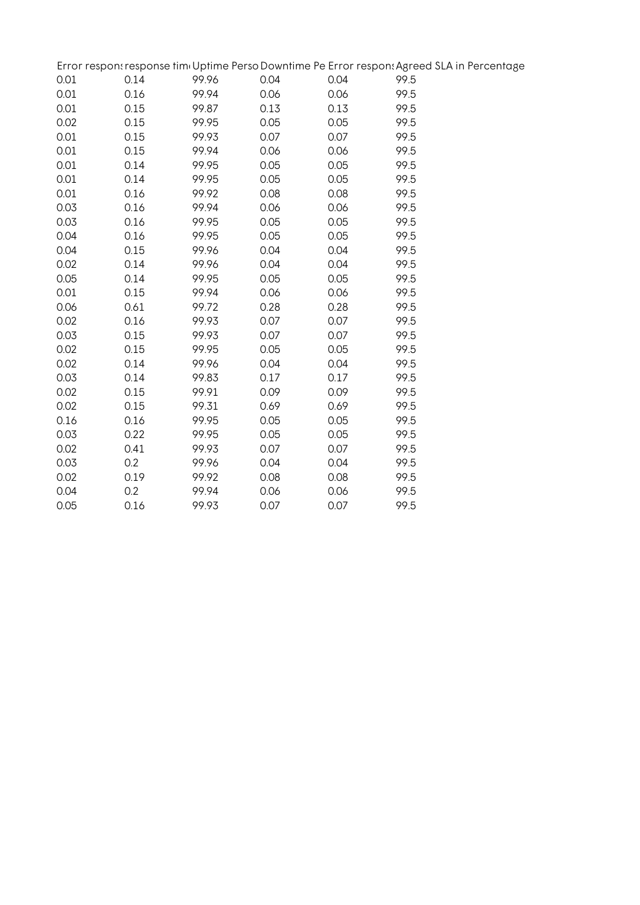| Error respons | response tim | Uptime Perso | Downtime Pe | Error respons | Agreed SLA in Percentage |
|---|---|---|---|---|---|
| 0.01 | 0.14 | 99.96 | 0.04 | 0.04 | 99.5 |
| 0.01 | 0.16 | 99.94 | 0.06 | 0.06 | 99.5 |
| 0.01 | 0.15 | 99.87 | 0.13 | 0.13 | 99.5 |
| 0.02 | 0.15 | 99.95 | 0.05 | 0.05 | 99.5 |
| 0.01 | 0.15 | 99.93 | 0.07 | 0.07 | 99.5 |
| 0.01 | 0.15 | 99.94 | 0.06 | 0.06 | 99.5 |
| 0.01 | 0.14 | 99.95 | 0.05 | 0.05 | 99.5 |
| 0.01 | 0.14 | 99.95 | 0.05 | 0.05 | 99.5 |
| 0.01 | 0.16 | 99.92 | 0.08 | 0.08 | 99.5 |
| 0.03 | 0.16 | 99.94 | 0.06 | 0.06 | 99.5 |
| 0.03 | 0.16 | 99.95 | 0.05 | 0.05 | 99.5 |
| 0.04 | 0.16 | 99.95 | 0.05 | 0.05 | 99.5 |
| 0.04 | 0.15 | 99.96 | 0.04 | 0.04 | 99.5 |
| 0.02 | 0.14 | 99.96 | 0.04 | 0.04 | 99.5 |
| 0.05 | 0.14 | 99.95 | 0.05 | 0.05 | 99.5 |
| 0.01 | 0.15 | 99.94 | 0.06 | 0.06 | 99.5 |
| 0.06 | 0.61 | 99.72 | 0.28 | 0.28 | 99.5 |
| 0.02 | 0.16 | 99.93 | 0.07 | 0.07 | 99.5 |
| 0.03 | 0.15 | 99.93 | 0.07 | 0.07 | 99.5 |
| 0.02 | 0.15 | 99.95 | 0.05 | 0.05 | 99.5 |
| 0.02 | 0.14 | 99.96 | 0.04 | 0.04 | 99.5 |
| 0.03 | 0.14 | 99.83 | 0.17 | 0.17 | 99.5 |
| 0.02 | 0.15 | 99.91 | 0.09 | 0.09 | 99.5 |
| 0.02 | 0.15 | 99.31 | 0.69 | 0.69 | 99.5 |
| 0.16 | 0.16 | 99.95 | 0.05 | 0.05 | 99.5 |
| 0.03 | 0.22 | 99.95 | 0.05 | 0.05 | 99.5 |
| 0.02 | 0.41 | 99.93 | 0.07 | 0.07 | 99.5 |
| 0.03 | 0.2 | 99.96 | 0.04 | 0.04 | 99.5 |
| 0.02 | 0.19 | 99.92 | 0.08 | 0.08 | 99.5 |
| 0.04 | 0.2 | 99.94 | 0.06 | 0.06 | 99.5 |
| 0.05 | 0.16 | 99.93 | 0.07 | 0.07 | 99.5 |